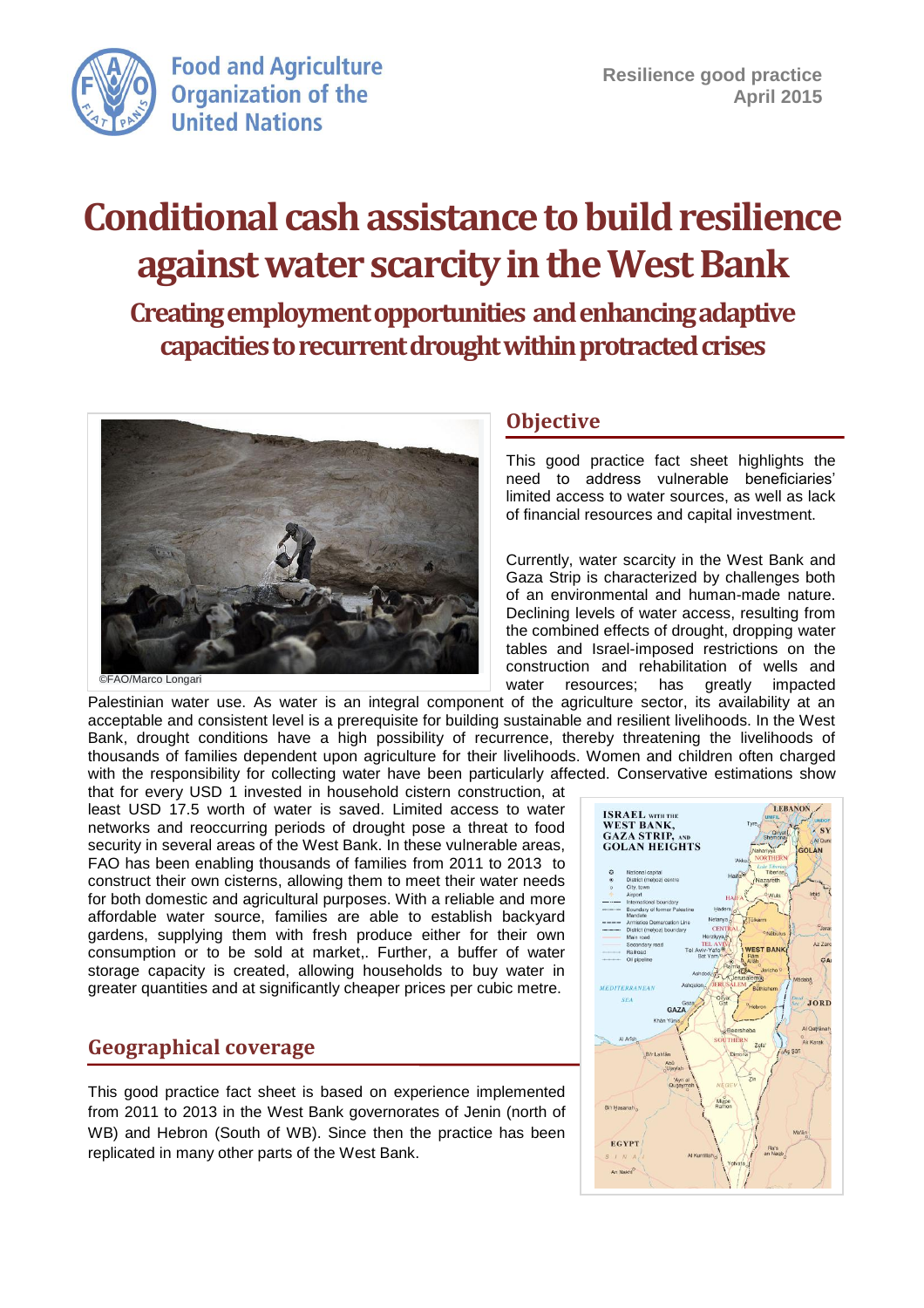Resilience good practice
April 2015

# Conditional cash assistance to build resilience against water scarcity in the West Bank

## Creating employment opportunities and enhancing adaptive capacities to recurrent drought within protracted crises

©FAO/Marco Longari

## Objective

This good practice fact sheet highlights the need to address vulnerable beneficiaries' limited access to water sources, as well as lack of financial resources and capital investment.

Currently, water scarcity in the West Bank and Gaza Strip is characterized by challenges both of an environmental and human-made nature. Declining levels of water access, resulting from the combined effects of drought, dropping water tables and Israel-imposed restrictions on the construction and rehabilitation of wells and water resources; has greatly impacted Palestinian water use. As water is an integral component of the agriculture sector, its availability at an acceptable and consistent level is a prerequisite for building sustainable and resilient livelihoods. In the West Bank, drought conditions have a high possibility of recurrence, thereby threatening the livelihoods of thousands of families dependent upon agriculture for their livelihoods. Women and children often charged with the responsibility for collecting water have been particularly affected. Conservative estimations show that for every USD 1 invested in household cistern construction, at least USD 17.5 worth of water is saved. Limited access to water networks and reoccurring periods of drought pose a threat to food security in several areas of the West Bank. In these vulnerable areas, FAO has been enabling thousands of families from 2011 to 2013 to construct their own cisterns, allowing them to meet their water needs for both domestic and agricultural purposes. With a reliable and more affordable water source, families are able to establish backyard gardens, supplying them with fresh produce either for their own consumption or to be sold at market,. Further, a buffer of water storage capacity is created, allowing households to buy water in greater quantities and at significantly cheaper prices per cubic metre.

## Geographical coverage

This good practice fact sheet is based on experience implemented from 2011 to 2013 in the West Bank governorates of Jenin (north of WB) and Hebron (South of WB). Since then the practice has been replicated in many other parts of the West Bank.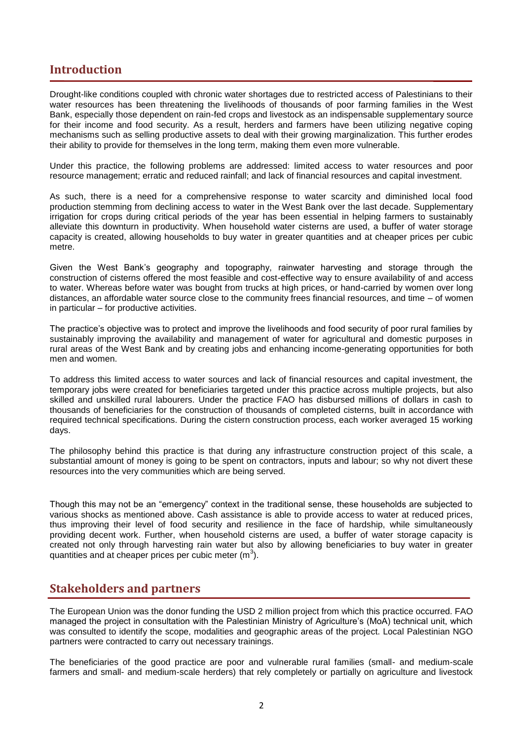## Introduction

Drought-like conditions coupled with chronic water shortages due to restricted access of Palestinians to their water resources has been threatening the livelihoods of thousands of poor farming families in the West Bank, especially those dependent on rain-fed crops and livestock as an indispensable supplementary source for their income and food security. As a result, herders and farmers have been utilizing negative coping mechanisms such as selling productive assets to deal with their growing marginalization. This further erodes their ability to provide for themselves in the long term, making them even more vulnerable.

Under this practice, the following problems are addressed: limited access to water resources and poor resource management; erratic and reduced rainfall; and lack of financial resources and capital investment.

As such, there is a need for a comprehensive response to water scarcity and diminished local food production stemming from declining access to water in the West Bank over the last decade. Supplementary irrigation for crops during critical periods of the year has been essential in helping farmers to sustainably alleviate this downturn in productivity. When household water cisterns are used, a buffer of water storage capacity is created, allowing households to buy water in greater quantities and at cheaper prices per cubic metre.

Given the West Bank's geography and topography, rainwater harvesting and storage through the construction of cisterns offered the most feasible and cost-effective way to ensure availability of and access to water. Whereas before water was bought from trucks at high prices, or hand-carried by women over long distances, an affordable water source close to the community frees financial resources, and time – of women in particular – for productive activities.

The practice's objective was to protect and improve the livelihoods and food security of poor rural families by sustainably improving the availability and management of water for agricultural and domestic purposes in rural areas of the West Bank and by creating jobs and enhancing income-generating opportunities for both men and women.

To address this limited access to water sources and lack of financial resources and capital investment, the temporary jobs were created for beneficiaries targeted under this practice across multiple projects, but also skilled and unskilled rural labourers. Under the practice FAO has disbursed millions of dollars in cash to thousands of beneficiaries for the construction of thousands of completed cisterns, built in accordance with required technical specifications. During the cistern construction process, each worker averaged 15 working days.

The philosophy behind this practice is that during any infrastructure construction project of this scale, a substantial amount of money is going to be spent on contractors, inputs and labour; so why not divert these resources into the very communities which are being served.

Though this may not be an "emergency" context in the traditional sense, these households are subjected to various shocks as mentioned above. Cash assistance is able to provide access to water at reduced prices, thus improving their level of food security and resilience in the face of hardship, while simultaneously providing decent work. Further, when household cisterns are used, a buffer of water storage capacity is created not only through harvesting rain water but also by allowing beneficiaries to buy water in greater quantities and at cheaper prices per cubic meter ($m^3$).

## Stakeholders and partners

The European Union was the donor funding the USD 2 million project from which this practice occurred. FAO managed the project in consultation with the Palestinian Ministry of Agriculture's (MoA) technical unit, which was consulted to identify the scope, modalities and geographic areas of the project. Local Palestinian NGO partners were contracted to carry out necessary trainings.

The beneficiaries of the good practice are poor and vulnerable rural families (small- and medium-scale farmers and small- and medium-scale herders) that rely completely or partially on agriculture and livestock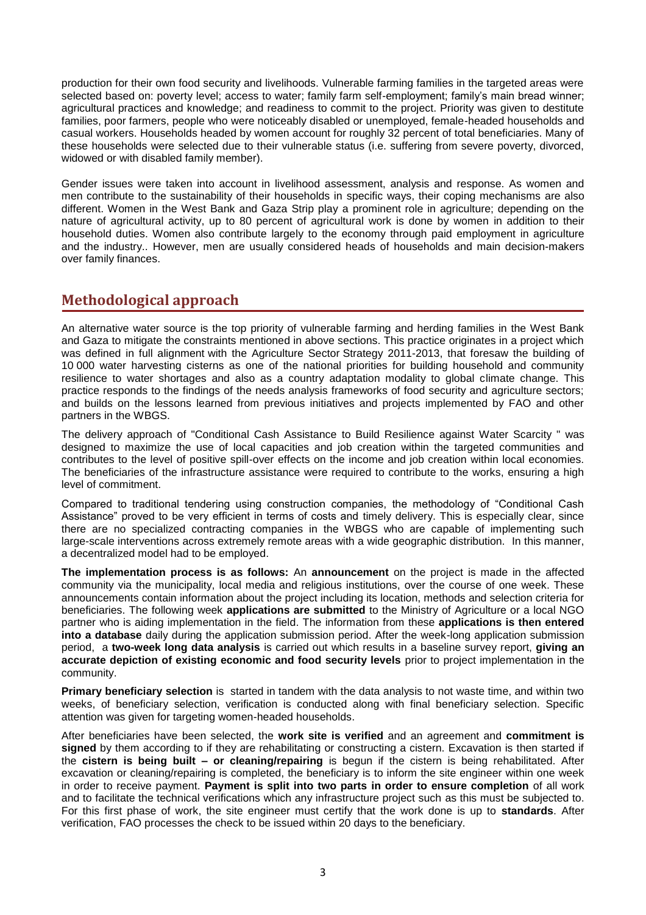production for their own food security and livelihoods. Vulnerable farming families in the targeted areas were selected based on: poverty level; access to water; family farm self-employment; family's main bread winner; agricultural practices and knowledge; and readiness to commit to the project. Priority was given to destitute families, poor farmers, people who were noticeably disabled or unemployed, female-headed households and casual workers. Households headed by women account for roughly 32 percent of total beneficiaries. Many of these households were selected due to their vulnerable status (i.e. suffering from severe poverty, divorced, widowed or with disabled family member).

Gender issues were taken into account in livelihood assessment, analysis and response. As women and men contribute to the sustainability of their households in specific ways, their coping mechanisms are also different. Women in the West Bank and Gaza Strip play a prominent role in agriculture; depending on the nature of agricultural activity, up to 80 percent of agricultural work is done by women in addition to their household duties. Women also contribute largely to the economy through paid employment in agriculture and the industry.. However, men are usually considered heads of households and main decision-makers over family finances.

## Methodological approach

An alternative water source is the top priority of vulnerable farming and herding families in the West Bank and Gaza to mitigate the constraints mentioned in above sections. This practice originates in a project which was defined in full alignment with the Agriculture Sector Strategy 2011-2013, that foresaw the building of 10 000 water harvesting cisterns as one of the national priorities for building household and community resilience to water shortages and also as a country adaptation modality to global climate change. This practice responds to the findings of the needs analysis frameworks of food security and agriculture sectors; and builds on the lessons learned from previous initiatives and projects implemented by FAO and other partners in the WBGS.

The delivery approach of "Conditional Cash Assistance to Build Resilience against Water Scarcity " was designed to maximize the use of local capacities and job creation within the targeted communities and contributes to the level of positive spill-over effects on the income and job creation within local economies. The beneficiaries of the infrastructure assistance were required to contribute to the works, ensuring a high level of commitment.

Compared to traditional tendering using construction companies, the methodology of "Conditional Cash Assistance" proved to be very efficient in terms of costs and timely delivery. This is especially clear, since there are no specialized contracting companies in the WBGS who are capable of implementing such large-scale interventions across extremely remote areas with a wide geographic distribution. In this manner, a decentralized model had to be employed.

**The implementation process is as follows:** An **announcement** on the project is made in the affected community via the municipality, local media and religious institutions, over the course of one week. These announcements contain information about the project including its location, methods and selection criteria for beneficiaries. The following week **applications are submitted** to the Ministry of Agriculture or a local NGO partner who is aiding implementation in the field. The information from these **applications is then entered into a database** daily during the application submission period. After the week-long application submission period, a **two-week long data analysis** is carried out which results in a baseline survey report, **giving an accurate depiction of existing economic and food security levels** prior to project implementation in the community.

**Primary beneficiary selection** is started in tandem with the data analysis to not waste time, and within two weeks, of beneficiary selection, verification is conducted along with final beneficiary selection. Specific attention was given for targeting women-headed households.

After beneficiaries have been selected, the **work site is verified** and an agreement and **commitment is signed** by them according to if they are rehabilitating or constructing a cistern. Excavation is then started if the **cistern is being built – or cleaning/repairing** is begun if the cistern is being rehabilitated. After excavation or cleaning/repairing is completed, the beneficiary is to inform the site engineer within one week in order to receive payment. **Payment is split into two parts in order to ensure completion** of all work and to facilitate the technical verifications which any infrastructure project such as this must be subjected to. For this first phase of work, the site engineer must certify that the work done is up to **standards**. After verification, FAO processes the check to be issued within 20 days to the beneficiary.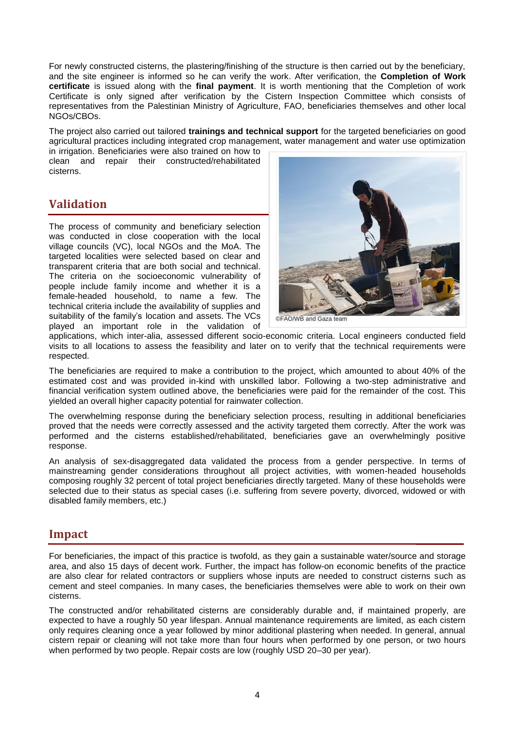For newly constructed cisterns, the plastering/finishing of the structure is then carried out by the beneficiary, and the site engineer is informed so he can verify the work. After verification, the **Completion of Work certificate** is issued along with the **final payment**. It is worth mentioning that the Completion of work Certificate is only signed after verification by the Cistern Inspection Committee which consists of representatives from the Palestinian Ministry of Agriculture, FAO, beneficiaries themselves and other local NGOs/CBOs.

The project also carried out tailored **trainings and technical support** for the targeted beneficiaries on good agricultural practices including integrated crop management, water management and water use optimization in irrigation. Beneficiaries were also trained on how to clean and repair their constructed/rehabilitated cisterns.

## Validation

The process of community and beneficiary selection was conducted in close cooperation with the local village councils (VC), local NGOs and the MoA. The targeted localities were selected based on clear and transparent criteria that are both social and technical. The criteria on the socioeconomic vulnerability of people include family income and whether it is a female-headed household, to name a few. The technical criteria include the availability of supplies and suitability of the family's location and assets. The VCs played an important role in the validation of applications, which inter-alia, assessed different socio-economic criteria. Local engineers conducted field visits to all locations to assess the feasibility and later on to verify that the technical requirements were respected.

©FAO/WB and Gaza team

The beneficiaries are required to make a contribution to the project, which amounted to about 40% of the estimated cost and was provided in-kind with unskilled labor. Following a two-step administrative and financial verification system outlined above, the beneficiaries were paid for the remainder of the cost. This yielded an overall higher capacity potential for rainwater collection.

The overwhelming response during the beneficiary selection process, resulting in additional beneficiaries proved that the needs were correctly assessed and the activity targeted them correctly. After the work was performed and the cisterns established/rehabilitated, beneficiaries gave an overwhelmingly positive response.

An analysis of sex-disaggregated data validated the process from a gender perspective. In terms of mainstreaming gender considerations throughout all project activities, with women-headed households composing roughly 32 percent of total project beneficiaries directly targeted. Many of these households were selected due to their status as special cases (i.e. suffering from severe poverty, divorced, widowed or with disabled family members, etc.)

## Impact

For beneficiaries, the impact of this practice is twofold, as they gain a sustainable water/source and storage area, and also 15 days of decent work. Further, the impact has follow-on economic benefits of the practice are also clear for related contractors or suppliers whose inputs are needed to construct cisterns such as cement and steel companies. In many cases, the beneficiaries themselves were able to work on their own cisterns.

The constructed and/or rehabilitated cisterns are considerably durable and, if maintained properly, are expected to have a roughly 50 year lifespan. Annual maintenance requirements are limited, as each cistern only requires cleaning once a year followed by minor additional plastering when needed. In general, annual cistern repair or cleaning will not take more than four hours when performed by one person, or two hours when performed by two people. Repair costs are low (roughly USD 20–30 per year).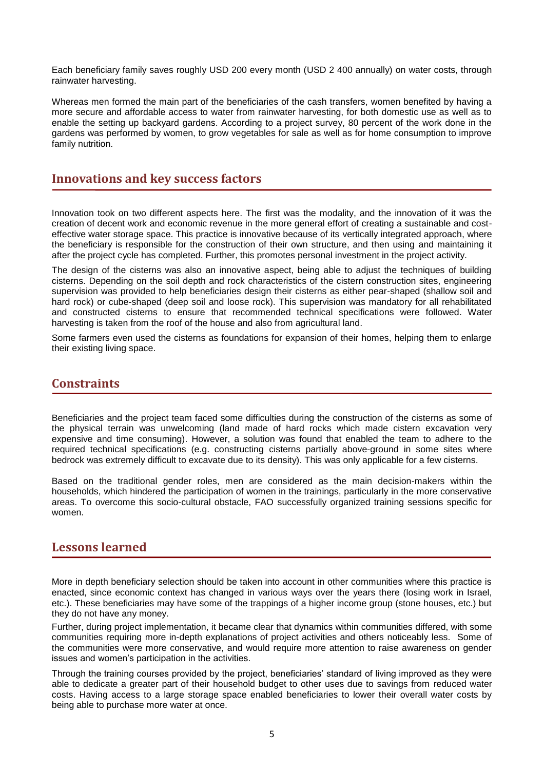Each beneficiary family saves roughly USD 200 every month (USD 2 400 annually) on water costs, through rainwater harvesting.

Whereas men formed the main part of the beneficiaries of the cash transfers, women benefited by having a more secure and affordable access to water from rainwater harvesting, for both domestic use as well as to enable the setting up backyard gardens. According to a project survey, 80 percent of the work done in the gardens was performed by women, to grow vegetables for sale as well as for home consumption to improve family nutrition.

## Innovations and key success factors

Innovation took on two different aspects here. The first was the modality, and the innovation of it was the creation of decent work and economic revenue in the more general effort of creating a sustainable and cost-effective water storage space. This practice is innovative because of its vertically integrated approach, where the beneficiary is responsible for the construction of their own structure, and then using and maintaining it after the project cycle has completed. Further, this promotes personal investment in the project activity.

The design of the cisterns was also an innovative aspect, being able to adjust the techniques of building cisterns. Depending on the soil depth and rock characteristics of the cistern construction sites, engineering supervision was provided to help beneficiaries design their cisterns as either pear-shaped (shallow soil and hard rock) or cube-shaped (deep soil and loose rock). This supervision was mandatory for all rehabilitated and constructed cisterns to ensure that recommended technical specifications were followed. Water harvesting is taken from the roof of the house and also from agricultural land.

Some farmers even used the cisterns as foundations for expansion of their homes, helping them to enlarge their existing living space.

## Constraints

Beneficiaries and the project team faced some difficulties during the construction of the cisterns as some of the physical terrain was unwelcoming (land made of hard rocks which made cistern excavation very expensive and time consuming). However, a solution was found that enabled the team to adhere to the required technical specifications (e.g. constructing cisterns partially above-ground in some sites where bedrock was extremely difficult to excavate due to its density). This was only applicable for a few cisterns.

Based on the traditional gender roles, men are considered as the main decision-makers within the households, which hindered the participation of women in the trainings, particularly in the more conservative areas. To overcome this socio-cultural obstacle, FAO successfully organized training sessions specific for women.

## Lessons learned

More in depth beneficiary selection should be taken into account in other communities where this practice is enacted, since economic context has changed in various ways over the years there (losing work in Israel, etc.). These beneficiaries may have some of the trappings of a higher income group (stone houses, etc.) but they do not have any money.

Further, during project implementation, it became clear that dynamics within communities differed, with some communities requiring more in-depth explanations of project activities and others noticeably less. Some of the communities were more conservative, and would require more attention to raise awareness on gender issues and women's participation in the activities.

Through the training courses provided by the project, beneficiaries' standard of living improved as they were able to dedicate a greater part of their household budget to other uses due to savings from reduced water costs. Having access to a large storage space enabled beneficiaries to lower their overall water costs by being able to purchase more water at once.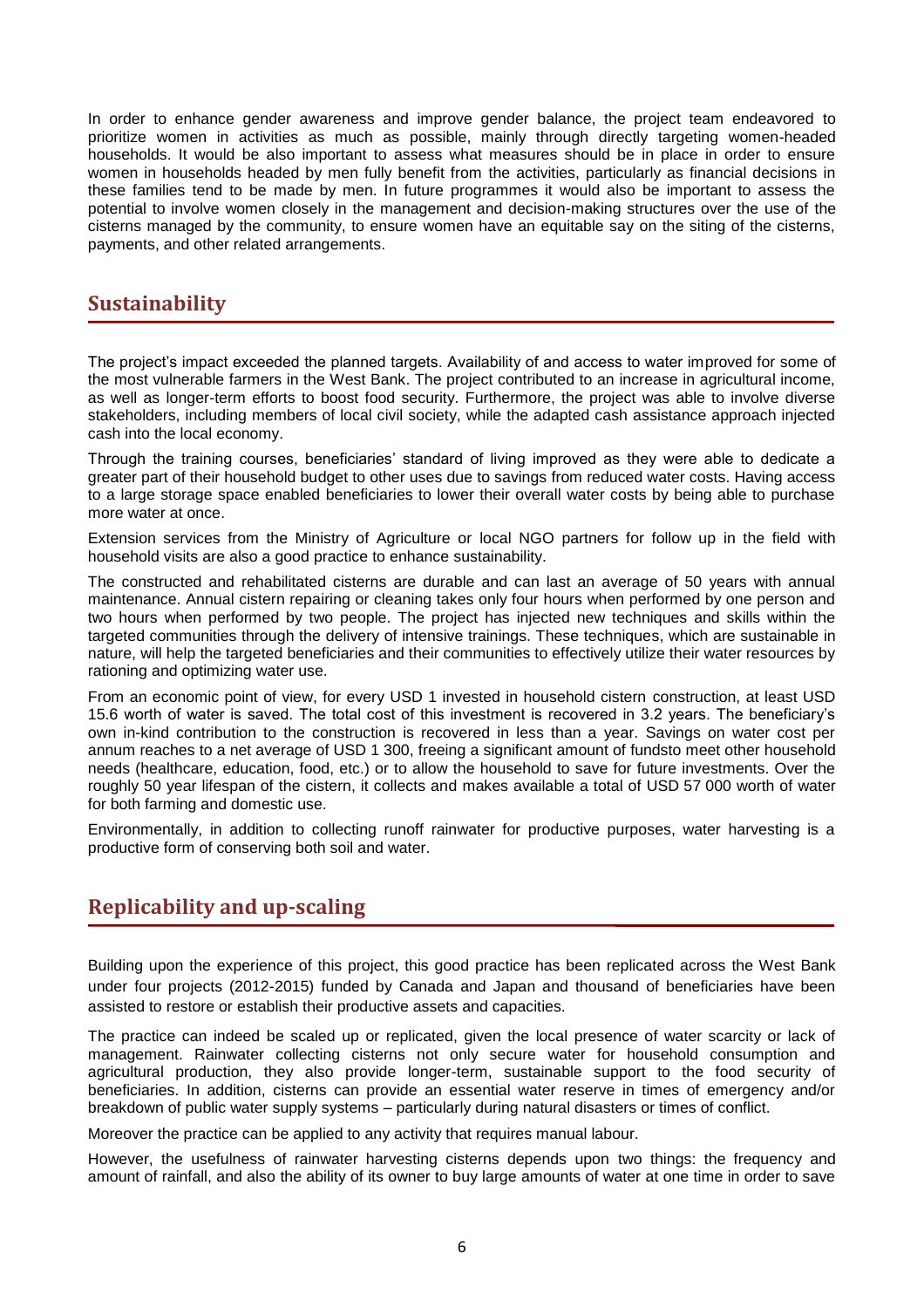In order to enhance gender awareness and improve gender balance, the project team endeavored to prioritize women in activities as much as possible, mainly through directly targeting women-headed households. It would be also important to assess what measures should be in place in order to ensure women in households headed by men fully benefit from the activities, particularly as financial decisions in these families tend to be made by men. In future programmes it would also be important to assess the potential to involve women closely in the management and decision-making structures over the use of the cisterns managed by the community, to ensure women have an equitable say on the siting of the cisterns, payments, and other related arrangements.

## Sustainability

The project's impact exceeded the planned targets. Availability of and access to water improved for some of the most vulnerable farmers in the West Bank. The project contributed to an increase in agricultural income, as well as longer-term efforts to boost food security. Furthermore, the project was able to involve diverse stakeholders, including members of local civil society, while the adapted cash assistance approach injected cash into the local economy.

Through the training courses, beneficiaries' standard of living improved as they were able to dedicate a greater part of their household budget to other uses due to savings from reduced water costs. Having access to a large storage space enabled beneficiaries to lower their overall water costs by being able to purchase more water at once.

Extension services from the Ministry of Agriculture or local NGO partners for follow up in the field with household visits are also a good practice to enhance sustainability.

The constructed and rehabilitated cisterns are durable and can last an average of 50 years with annual maintenance. Annual cistern repairing or cleaning takes only four hours when performed by one person and two hours when performed by two people. The project has injected new techniques and skills within the targeted communities through the delivery of intensive trainings. These techniques, which are sustainable in nature, will help the targeted beneficiaries and their communities to effectively utilize their water resources by rationing and optimizing water use.

From an economic point of view, for every USD 1 invested in household cistern construction, at least USD 15.6 worth of water is saved. The total cost of this investment is recovered in 3.2 years. The beneficiary's own in-kind contribution to the construction is recovered in less than a year. Savings on water cost per annum reaches to a net average of USD 1 300, freeing a significant amount of fundsto meet other household needs (healthcare, education, food, etc.) or to allow the household to save for future investments. Over the roughly 50 year lifespan of the cistern, it collects and makes available a total of USD 57 000 worth of water for both farming and domestic use.

Environmentally, in addition to collecting runoff rainwater for productive purposes, water harvesting is a productive form of conserving both soil and water.

## Replicability and up-scaling

Building upon the experience of this project, this good practice has been replicated across the West Bank under four projects (2012-2015) funded by Canada and Japan and thousand of beneficiaries have been assisted to restore or establish their productive assets and capacities.

The practice can indeed be scaled up or replicated, given the local presence of water scarcity or lack of management. Rainwater collecting cisterns not only secure water for household consumption and agricultural production, they also provide longer-term, sustainable support to the food security of beneficiaries. In addition, cisterns can provide an essential water reserve in times of emergency and/or breakdown of public water supply systems – particularly during natural disasters or times of conflict.

Moreover the practice can be applied to any activity that requires manual labour.

However, the usefulness of rainwater harvesting cisterns depends upon two things: the frequency and amount of rainfall, and also the ability of its owner to buy large amounts of water at one time in order to save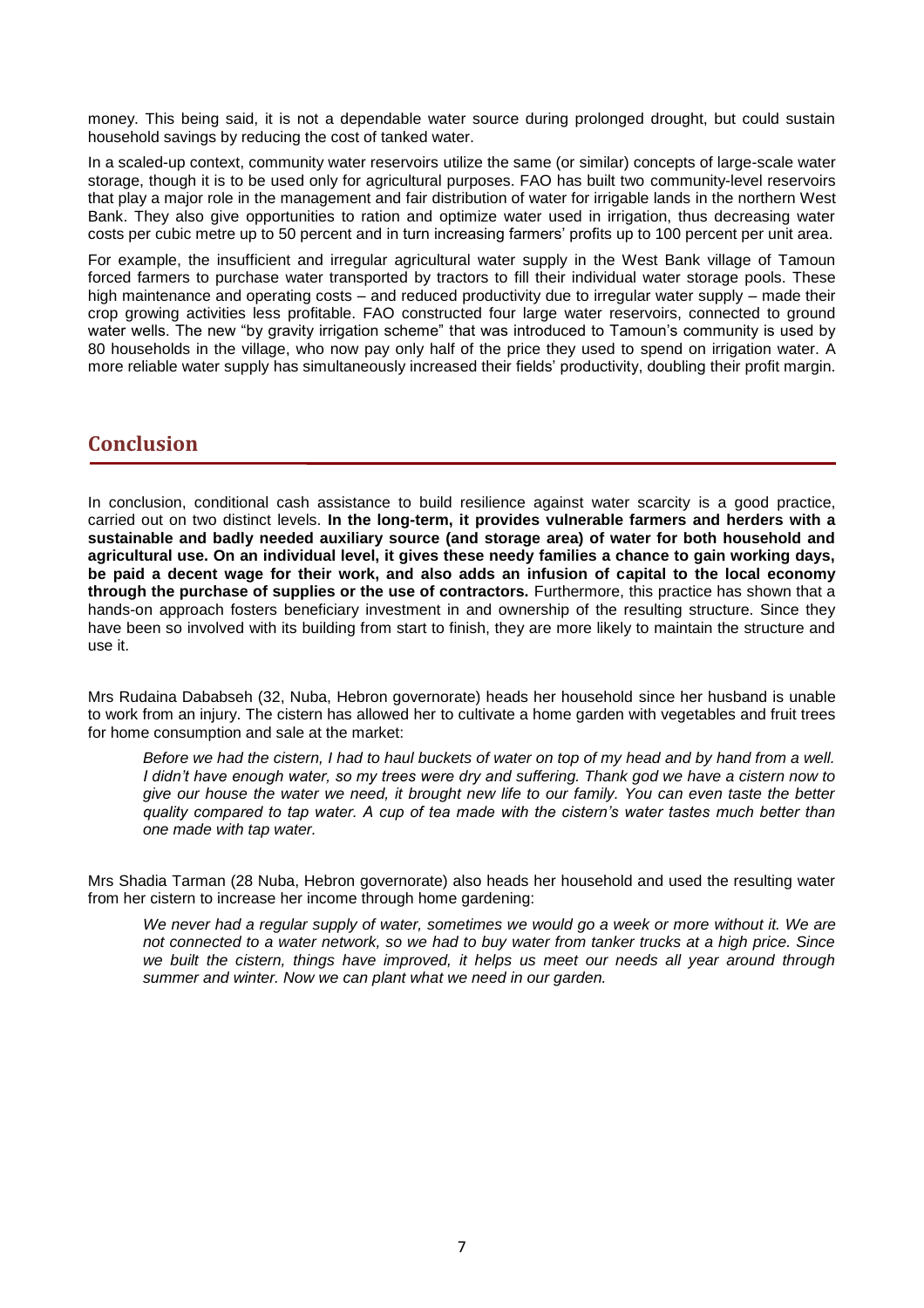money. This being said, it is not a dependable water source during prolonged drought, but could sustain household savings by reducing the cost of tanked water.

In a scaled-up context, community water reservoirs utilize the same (or similar) concepts of large-scale water storage, though it is to be used only for agricultural purposes. FAO has built two community-level reservoirs that play a major role in the management and fair distribution of water for irrigable lands in the northern West Bank. They also give opportunities to ration and optimize water used in irrigation, thus decreasing water costs per cubic metre up to 50 percent and in turn increasing farmers' profits up to 100 percent per unit area.

For example, the insufficient and irregular agricultural water supply in the West Bank village of Tamoun forced farmers to purchase water transported by tractors to fill their individual water storage pools. These high maintenance and operating costs – and reduced productivity due to irregular water supply – made their crop growing activities less profitable. FAO constructed four large water reservoirs, connected to ground water wells. The new "by gravity irrigation scheme" that was introduced to Tamoun's community is used by 80 households in the village, who now pay only half of the price they used to spend on irrigation water. A more reliable water supply has simultaneously increased their fields' productivity, doubling their profit margin.

## Conclusion

In conclusion, conditional cash assistance to build resilience against water scarcity is a good practice, carried out on two distinct levels. **In the long-term, it provides vulnerable farmers and herders with a sustainable and badly needed auxiliary source (and storage area) of water for both household and agricultural use. On an individual level, it gives these needy families a chance to gain working days, be paid a decent wage for their work, and also adds an infusion of capital to the local economy through the purchase of supplies or the use of contractors.** Furthermore, this practice has shown that a hands-on approach fosters beneficiary investment in and ownership of the resulting structure. Since they have been so involved with its building from start to finish, they are more likely to maintain the structure and use it.

Mrs Rudaina Dababseh (32, Nuba, Hebron governorate) heads her household since her husband is unable to work from an injury. The cistern has allowed her to cultivate a home garden with vegetables and fruit trees for home consumption and sale at the market:

> *Before we had the cistern, I had to haul buckets of water on top of my head and by hand from a well. I didn't have enough water, so my trees were dry and suffering. Thank god we have a cistern now to give our house the water we need, it brought new life to our family. You can even taste the better quality compared to tap water. A cup of tea made with the cistern's water tastes much better than one made with tap water.*

Mrs Shadia Tarman (28 Nuba, Hebron governorate) also heads her household and used the resulting water from her cistern to increase her income through home gardening:

> *We never had a regular supply of water, sometimes we would go a week or more without it. We are not connected to a water network, so we had to buy water from tanker trucks at a high price. Since we built the cistern, things have improved, it helps us meet our needs all year around through summer and winter. Now we can plant what we need in our garden.*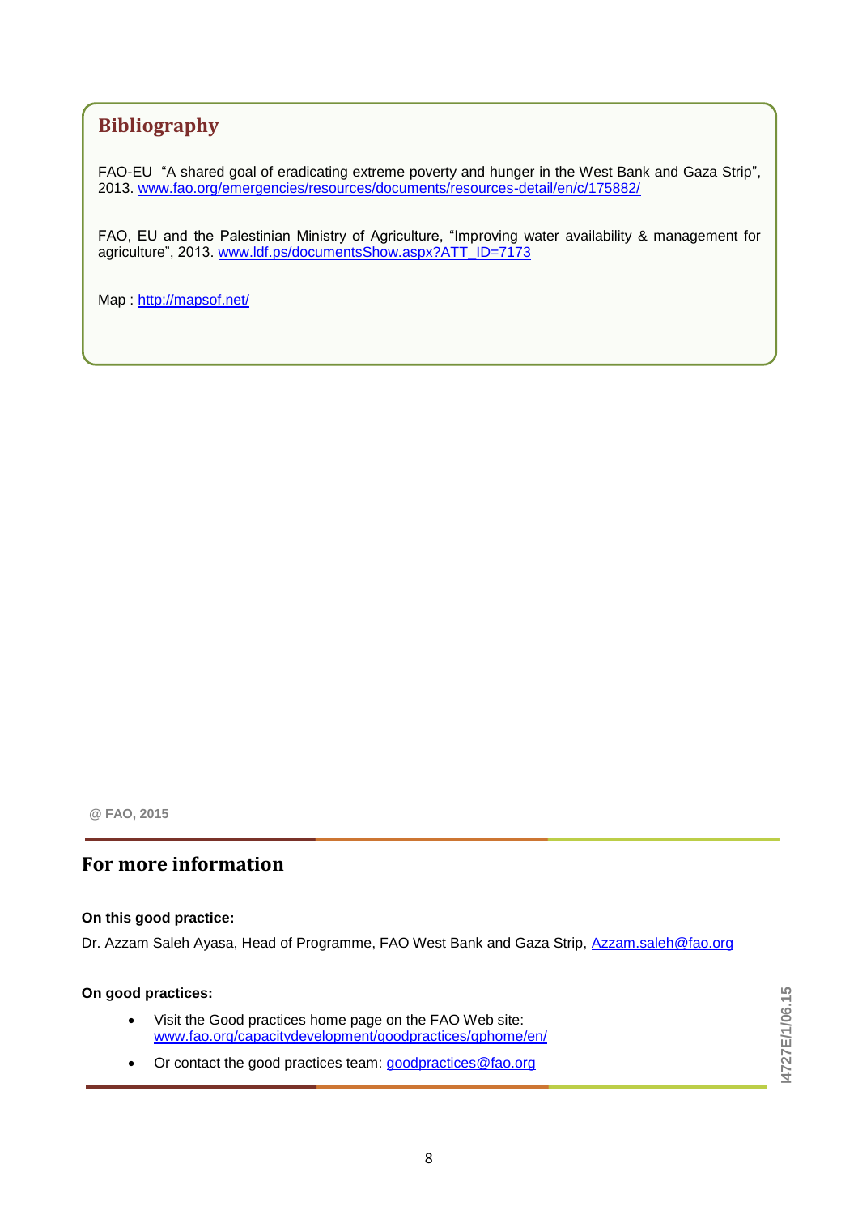## Bibliography

FAO-EU "A shared goal of eradicating extreme poverty and hunger in the West Bank and Gaza Strip", 2013. www.fao.org/emergencies/resources/documents/resources-detail/en/c/175882/

FAO, EU and the Palestinian Ministry of Agriculture, "Improving water availability & management for agriculture", 2013. www.ldf.ps/documentsShow.aspx?ATT_ID=7173

Map : http://mapsof.net/

@ FAO, 2015

## For more information

**On this good practice:**

Dr. Azzam Saleh Ayasa, Head of Programme, FAO West Bank and Gaza Strip, Azzam.saleh@fao.org

**On good practices:**

- Visit the Good practices home page on the FAO Web site: www.fao.org/capacitydevelopment/goodpractices/gphome/en/
- Or contact the good practices team: goodpractices@fao.org

I4727E/1/06.15